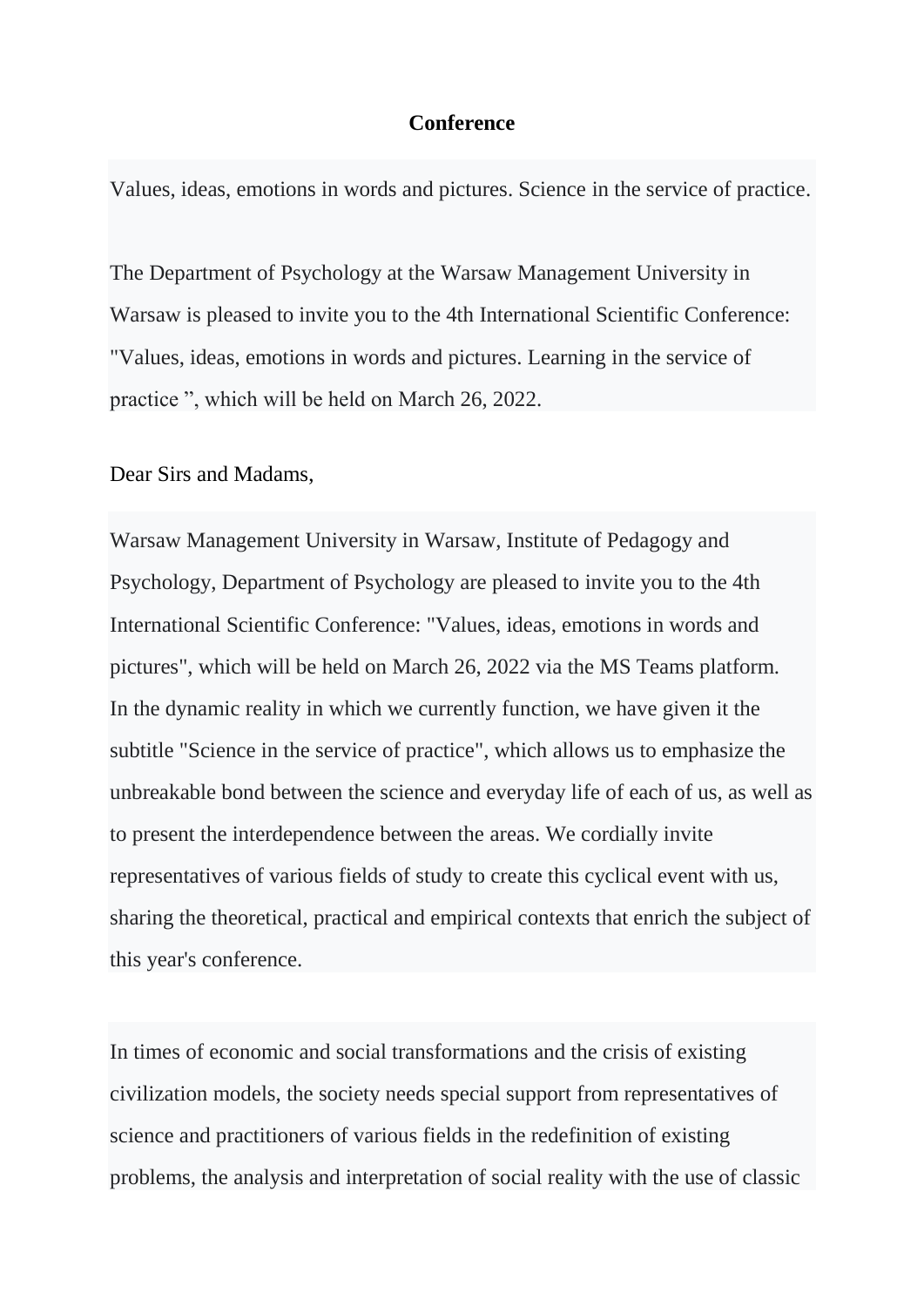**Conference**

Values, ideas, emotions in words and pictures. Science in the service of practice.

The Department of Psychology at the Warsaw Management University in Warsaw is pleased to invite you to the 4th International Scientific Conference: "Values, ideas, emotions in words and pictures. Learning in the service of practice ", which will be held on March 26, 2022.

Dear Sirs and Madams,

Warsaw Management University in Warsaw, Institute of Pedagogy and Psychology, Department of Psychology are pleased to invite you to the 4th International Scientific Conference: "Values, ideas, emotions in words and pictures", which will be held on March 26, 2022 via the MS Teams platform. In the dynamic reality in which we currently function, we have given it the subtitle "Science in the service of practice", which allows us to emphasize the unbreakable bond between the science and everyday life of each of us, as well as to present the interdependence between the areas. We cordially invite representatives of various fields of study to create this cyclical event with us, sharing the theoretical, practical and empirical contexts that enrich the subject of this year's conference.

In times of economic and social transformations and the crisis of existing civilization models, the society needs special support from representatives of science and practitioners of various fields in the redefinition of existing problems, the analysis and interpretation of social reality with the use of classic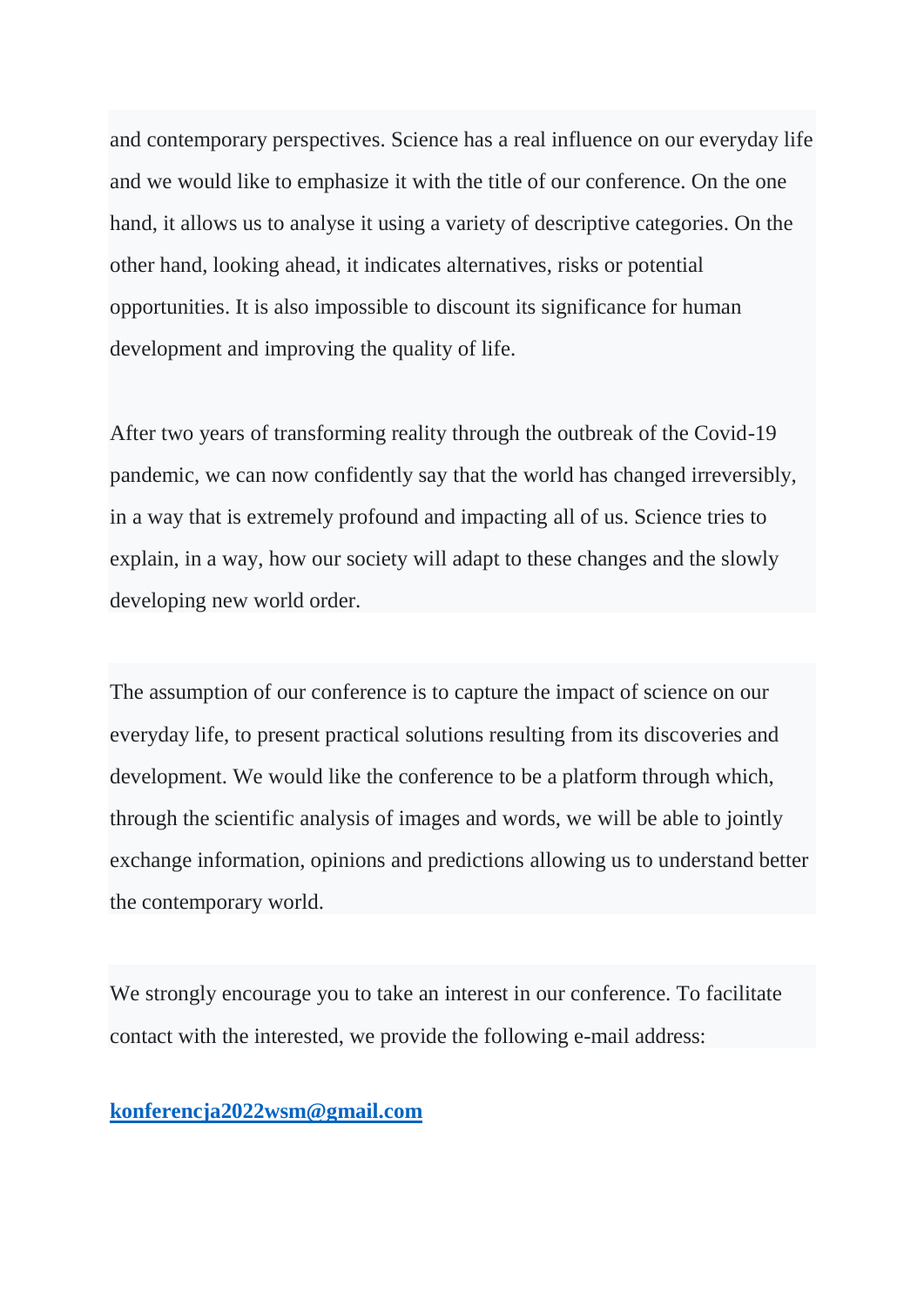and contemporary perspectives. Science has a real influence on our everyday life and we would like to emphasize it with the title of our conference. On the one hand, it allows us to analyse it using a variety of descriptive categories. On the other hand, looking ahead, it indicates alternatives, risks or potential opportunities. It is also impossible to discount its significance for human development and improving the quality of life.

After two years of transforming reality through the outbreak of the Covid-19 pandemic, we can now confidently say that the world has changed irreversibly, in a way that is extremely profound and impacting all of us. Science tries to explain, in a way, how our society will adapt to these changes and the slowly developing new world order.

The assumption of our conference is to capture the impact of science on our everyday life, to present practical solutions resulting from its discoveries and development. We would like the conference to be a platform through which, through the scientific analysis of images and words, we will be able to jointly exchange information, opinions and predictions allowing us to understand better the contemporary world.

We strongly encourage you to take an interest in our conference. To facilitate contact with the interested, we provide the following e-mail address:

**konferencja2022wsm@gmail.com**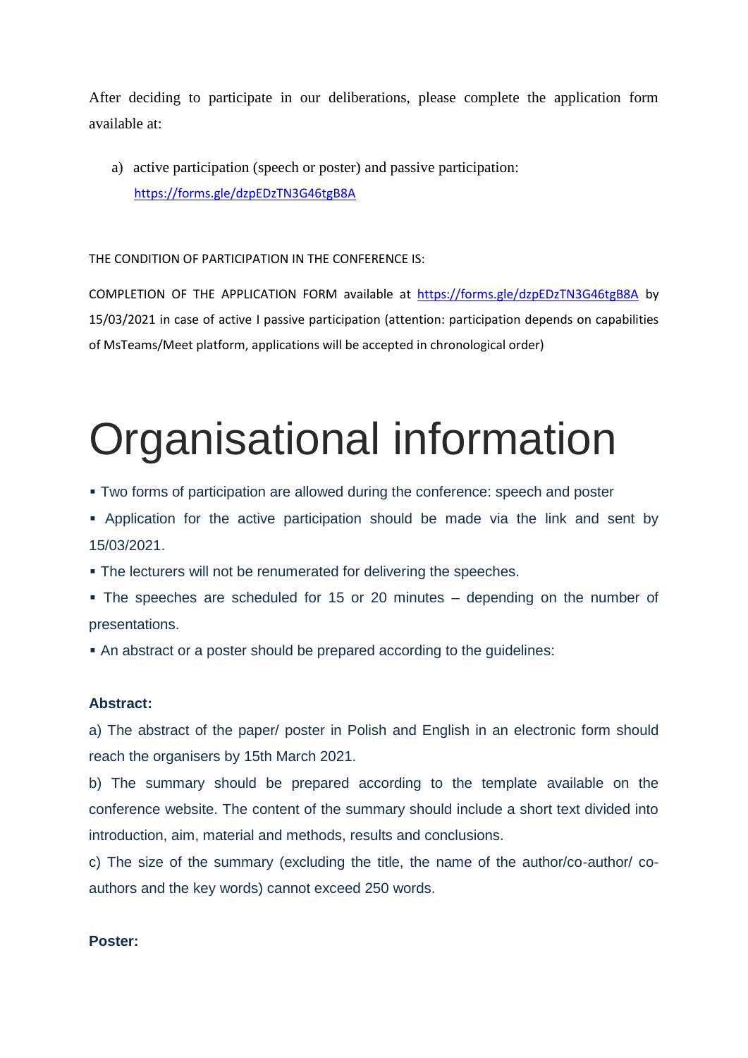After deciding to participate in our deliberations, please complete the application form available at:

a) active participation (speech or poster) and passive participation: https://forms.gle/dzpEDzTN3G46tgB8A

THE CONDITION OF PARTICIPATION IN THE CONFERENCE IS:

COMPLETION OF THE APPLICATION FORM available at https://forms.gle/dzpEDzTN3G46tgB8A by 15/03/2021 in case of active I passive participation (attention: participation depends on capabilities of MsTeams/Meet platform, applications will be accepted in chronological order)

# Organisational information

- Two forms of participation are allowed during the conference: speech and poster
- Application for the active participation should be made via the link and sent by 15/03/2021.
- The lecturers will not be renumerated for delivering the speeches.
- The speeches are scheduled for 15 or 20 minutes – depending on the number of presentations.
- An abstract or a poster should be prepared according to the guidelines:

**Abstract:**

a) The abstract of the paper/ poster in Polish and English in an electronic form should reach the organisers by 15th March 2021.

b) The summary should be prepared according to the template available on the conference website. The content of the summary should include a short text divided into introduction, aim, material and methods, results and conclusions.

c) The size of the summary (excluding the title, the name of the author/co-author/ co-authors and the key words) cannot exceed 250 words.

**Poster:**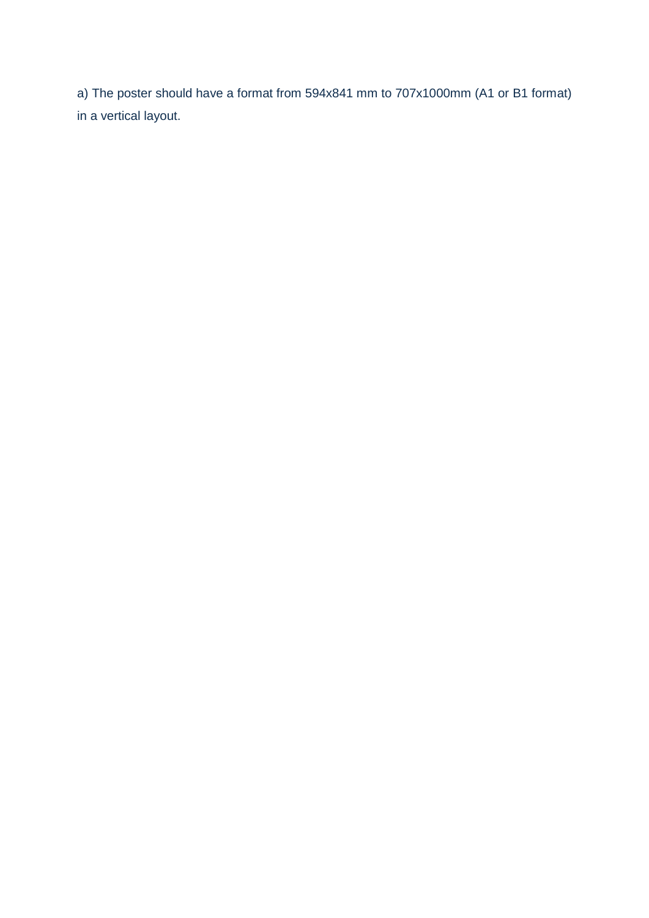a) The poster should have a format from 594x841 mm to 707x1000mm (A1 or B1 format) in a vertical layout.